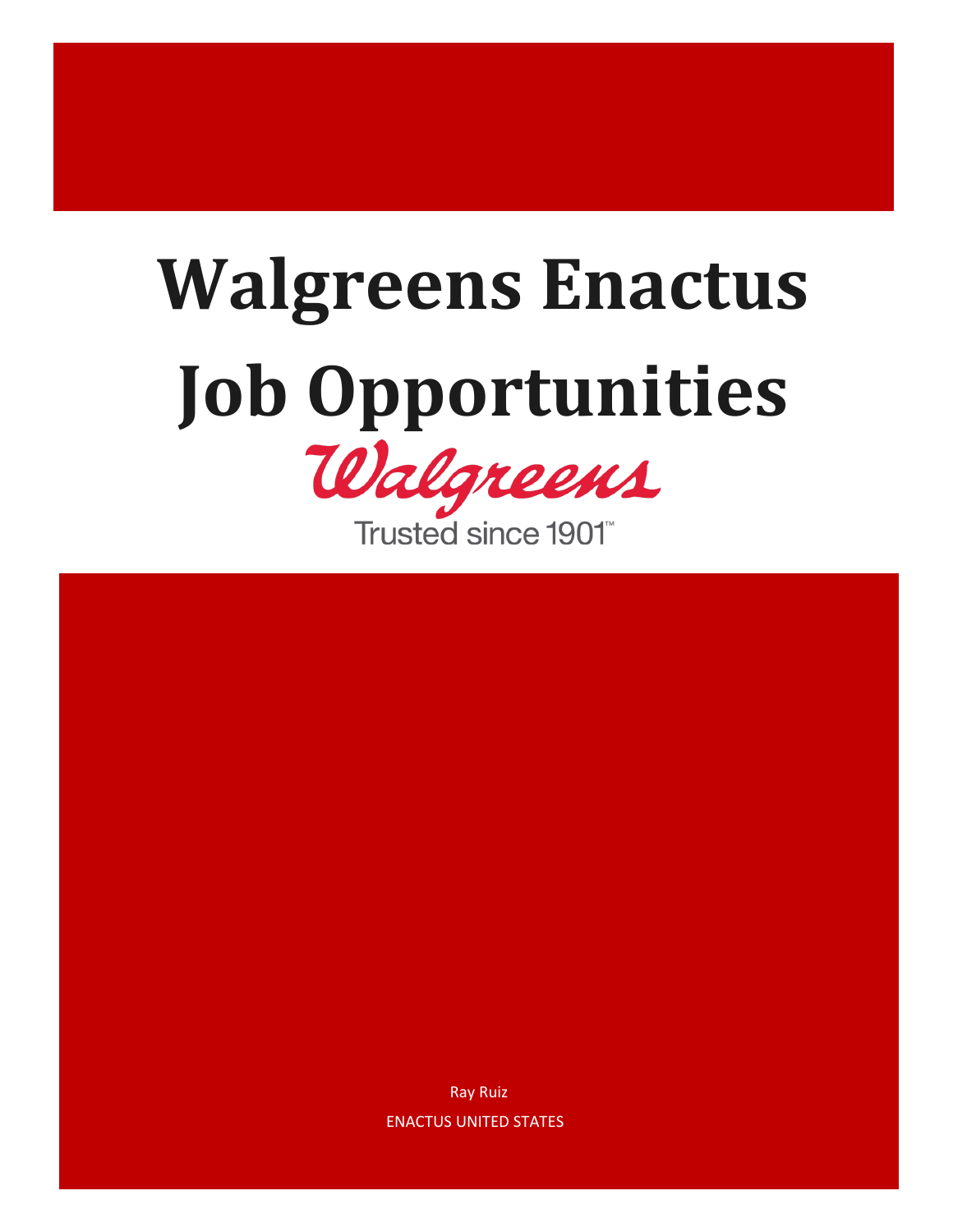# Walgreens Enactus Job Opportunities

Walgreens

Trusted since 1901™

Ray Ruiz

ENACTUS UNITED STATES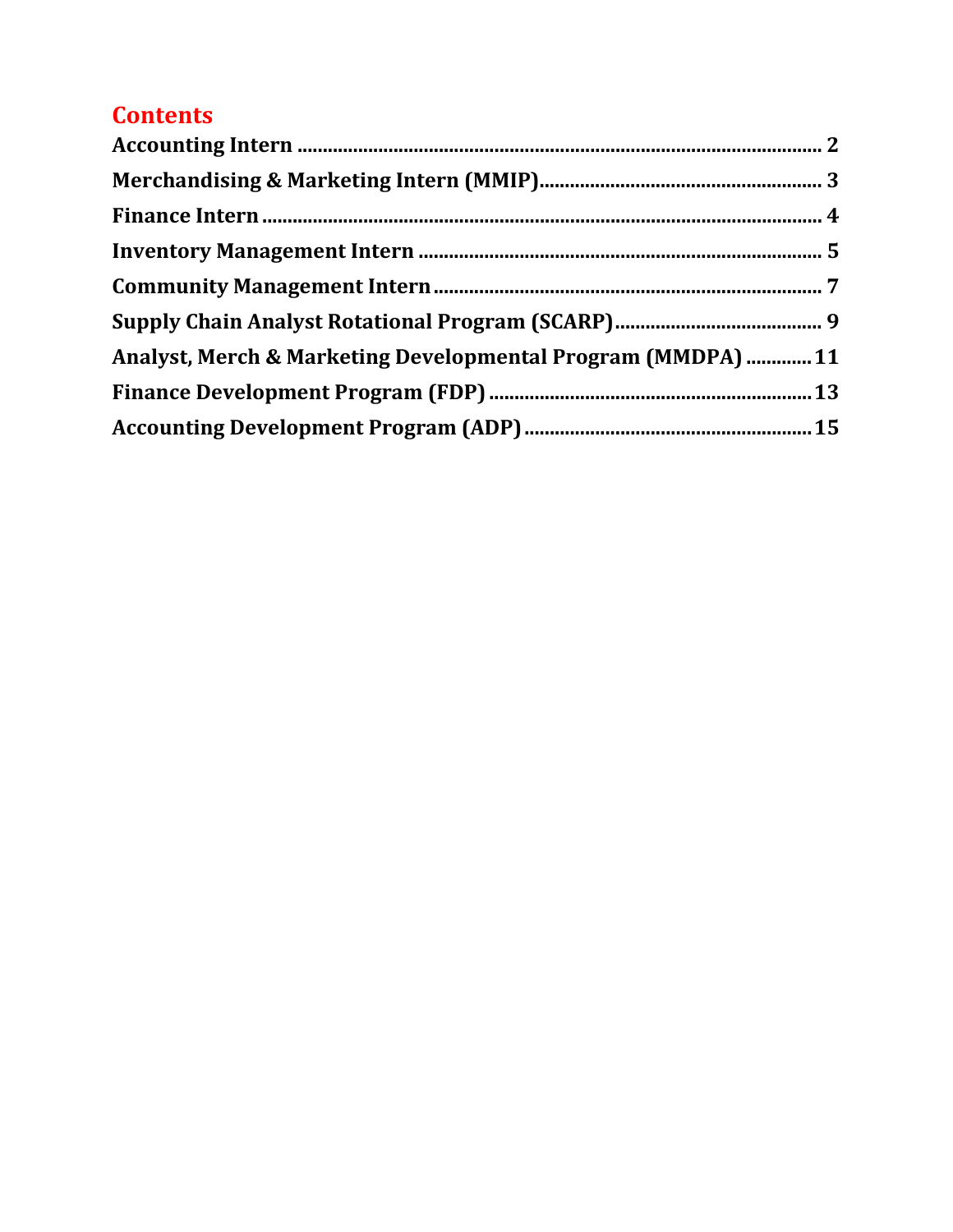# Contents

**Accounting Intern** ........................................................................................................ **2**

**Merchandising & Marketing Intern (MMIP)**....................................................... **3**

**Finance Intern** .............................................................................................................. **4**

**Inventory Management Intern** ............................................................................ **5**

**Community Management Intern** ........................................................................... **7**

**Supply Chain Analyst Rotational Program (SCARP)**........................................ **9**

**Analyst, Merch & Marketing Developmental Program (MMDPA)** ............ **11**

**Finance Development Program (FDP)** ............................................................... **13**

**Accounting Development Program (ADP)** ........................................................ **15**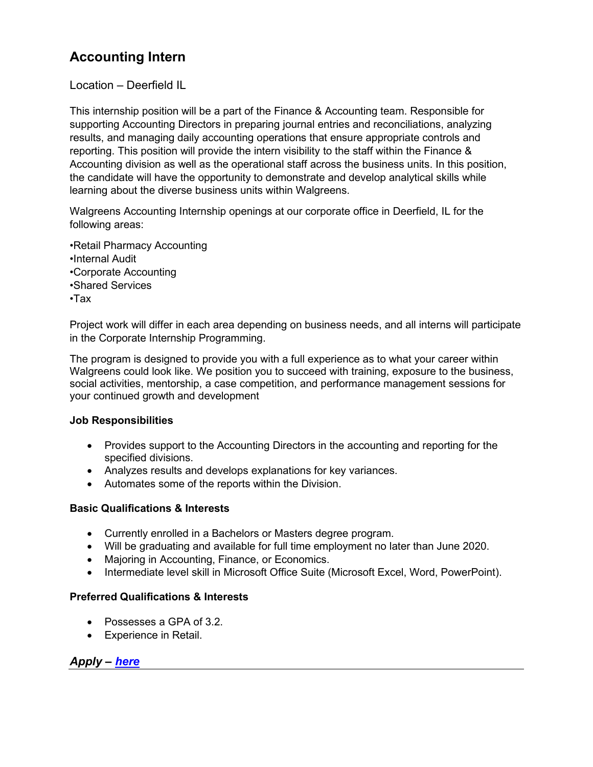## Accounting Intern

Location – Deerfield IL

This internship position will be a part of the Finance & Accounting team. Responsible for supporting Accounting Directors in preparing journal entries and reconciliations, analyzing results, and managing daily accounting operations that ensure appropriate controls and reporting. This position will provide the intern visibility to the staff within the Finance & Accounting division as well as the operational staff across the business units. In this position, the candidate will have the opportunity to demonstrate and develop analytical skills while learning about the diverse business units within Walgreens.

Walgreens Accounting Internship openings at our corporate office in Deerfield, IL for the following areas:

•Retail Pharmacy Accounting
•Internal Audit
•Corporate Accounting
•Shared Services
•Tax

Project work will differ in each area depending on business needs, and all interns will participate in the Corporate Internship Programming.

The program is designed to provide you with a full experience as to what your career within Walgreens could look like. We position you to succeed with training, exposure to the business, social activities, mentorship, a case competition, and performance management sessions for your continued growth and development

**Job Responsibilities**

- Provides support to the Accounting Directors in the accounting and reporting for the specified divisions.
- Analyzes results and develops explanations for key variances.
- Automates some of the reports within the Division.

**Basic Qualifications & Interests**

- Currently enrolled in a Bachelors or Masters degree program.
- Will be graduating and available for full time employment no later than June 2020.
- Majoring in Accounting, Finance, or Economics.
- Intermediate level skill in Microsoft Office Suite (Microsoft Excel, Word, PowerPoint).

**Preferred Qualifications & Interests**

- Possesses a GPA of 3.2.
- Experience in Retail.

***Apply – here***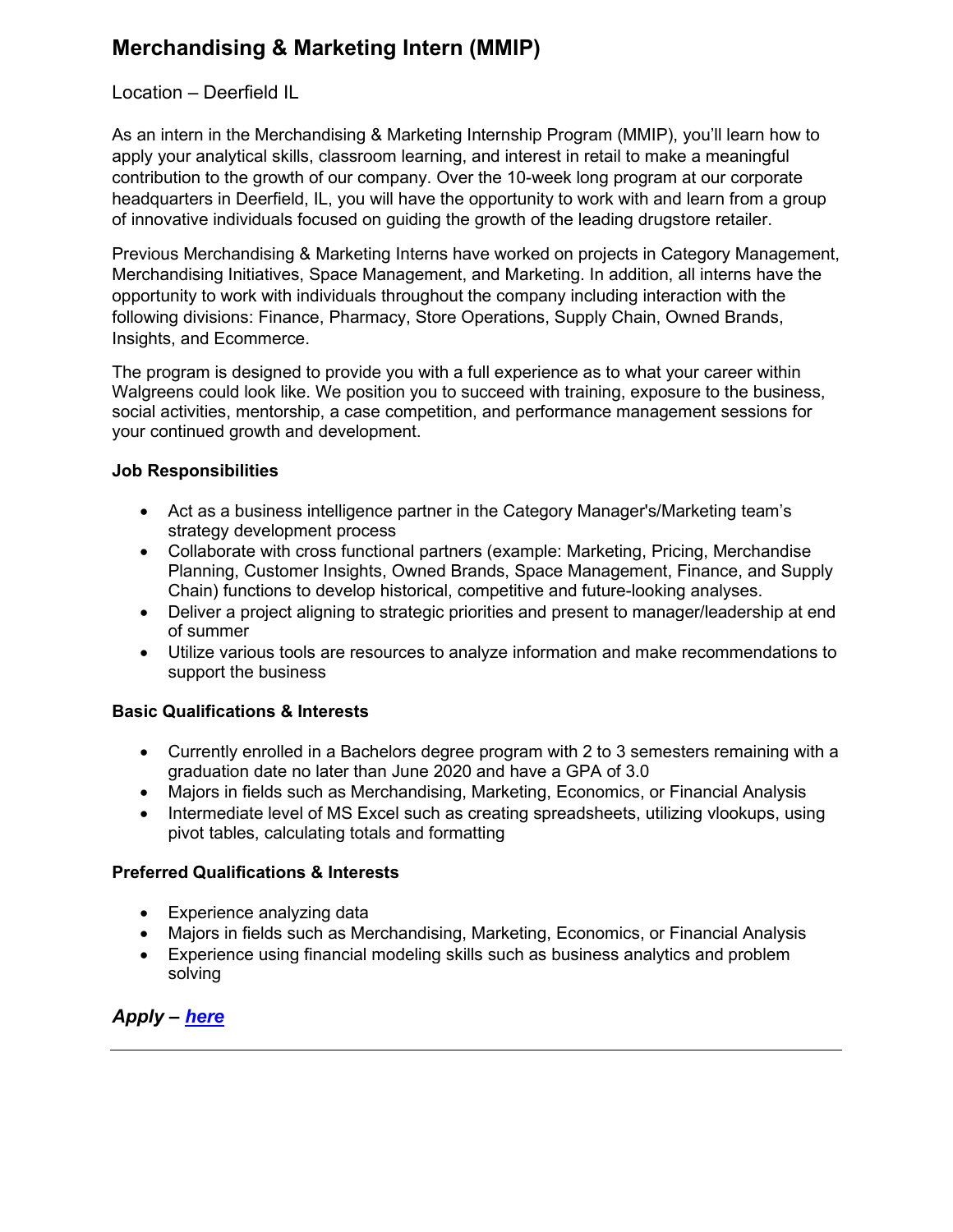# Merchandising & Marketing Intern (MMIP)

Location – Deerfield IL

As an intern in the Merchandising & Marketing Internship Program (MMIP), you'll learn how to apply your analytical skills, classroom learning, and interest in retail to make a meaningful contribution to the growth of our company. Over the 10-week long program at our corporate headquarters in Deerfield, IL, you will have the opportunity to work with and learn from a group of innovative individuals focused on guiding the growth of the leading drugstore retailer.

Previous Merchandising & Marketing Interns have worked on projects in Category Management, Merchandising Initiatives, Space Management, and Marketing. In addition, all interns have the opportunity to work with individuals throughout the company including interaction with the following divisions: Finance, Pharmacy, Store Operations, Supply Chain, Owned Brands, Insights, and Ecommerce.

The program is designed to provide you with a full experience as to what your career within Walgreens could look like. We position you to succeed with training, exposure to the business, social activities, mentorship, a case competition, and performance management sessions for your continued growth and development.

**Job Responsibilities**

- Act as a business intelligence partner in the Category Manager's/Marketing team's strategy development process
- Collaborate with cross functional partners (example: Marketing, Pricing, Merchandise Planning, Customer Insights, Owned Brands, Space Management, Finance, and Supply Chain) functions to develop historical, competitive and future-looking analyses.
- Deliver a project aligning to strategic priorities and present to manager/leadership at end of summer
- Utilize various tools are resources to analyze information and make recommendations to support the business

**Basic Qualifications & Interests**

- Currently enrolled in a Bachelors degree program with 2 to 3 semesters remaining with a graduation date no later than June 2020 and have a GPA of 3.0
- Majors in fields such as Merchandising, Marketing, Economics, or Financial Analysis
- Intermediate level of MS Excel such as creating spreadsheets, utilizing vlookups, using pivot tables, calculating totals and formatting

**Preferred Qualifications & Interests**

- Experience analyzing data
- Majors in fields such as Merchandising, Marketing, Economics, or Financial Analysis
- Experience using financial modeling skills such as business analytics and problem solving

***Apply – here***

---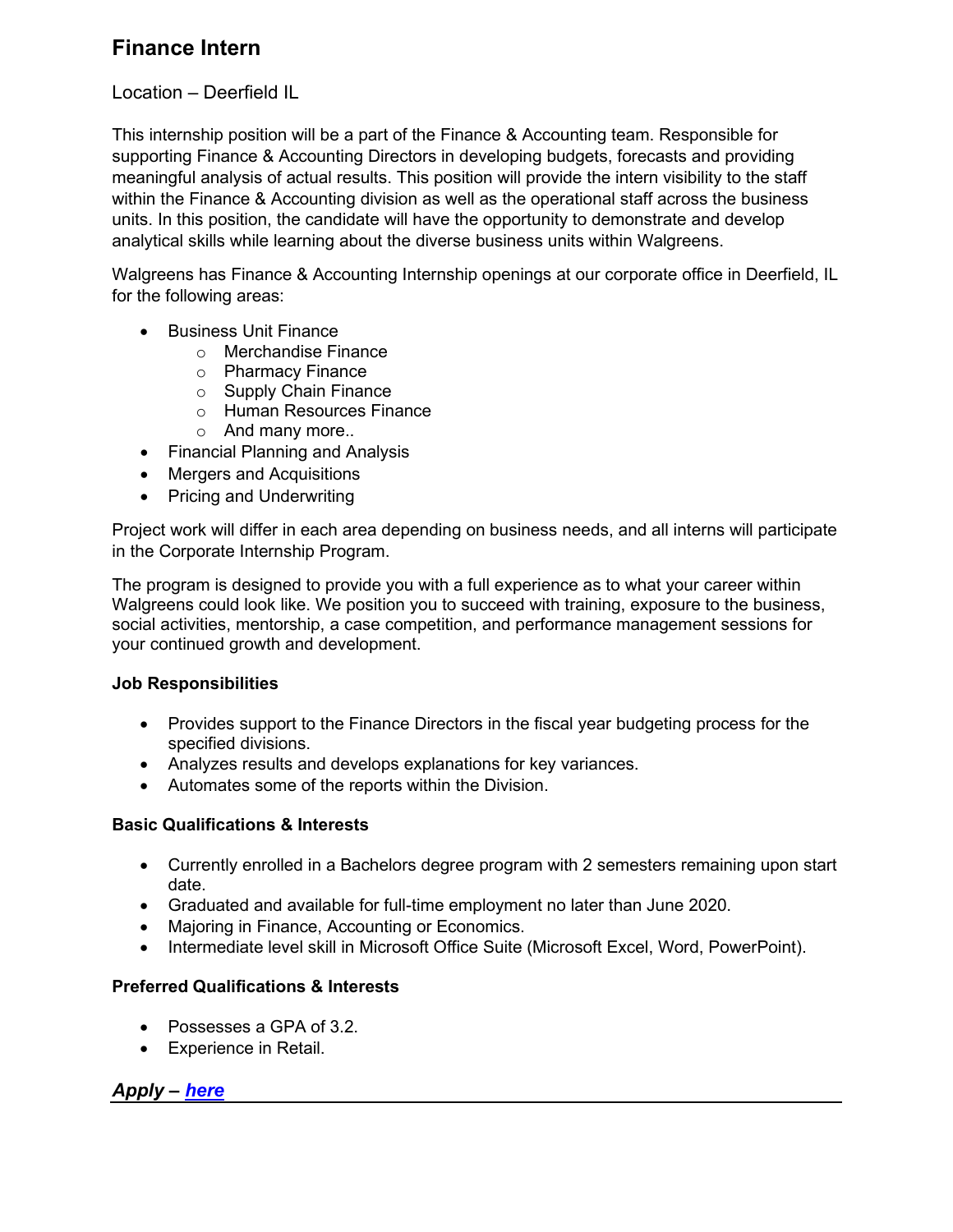# Finance Intern

Location – Deerfield IL

This internship position will be a part of the Finance & Accounting team. Responsible for supporting Finance & Accounting Directors in developing budgets, forecasts and providing meaningful analysis of actual results. This position will provide the intern visibility to the staff within the Finance & Accounting division as well as the operational staff across the business units. In this position, the candidate will have the opportunity to demonstrate and develop analytical skills while learning about the diverse business units within Walgreens.

Walgreens has Finance & Accounting Internship openings at our corporate office in Deerfield, IL for the following areas:

- Business Unit Finance
  - Merchandise Finance
  - Pharmacy Finance
  - Supply Chain Finance
  - Human Resources Finance
  - And many more..
- Financial Planning and Analysis
- Mergers and Acquisitions
- Pricing and Underwriting

Project work will differ in each area depending on business needs, and all interns will participate in the Corporate Internship Program.

The program is designed to provide you with a full experience as to what your career within Walgreens could look like. We position you to succeed with training, exposure to the business, social activities, mentorship, a case competition, and performance management sessions for your continued growth and development.

**Job Responsibilities**

- Provides support to the Finance Directors in the fiscal year budgeting process for the specified divisions.
- Analyzes results and develops explanations for key variances.
- Automates some of the reports within the Division.

**Basic Qualifications & Interests**

- Currently enrolled in a Bachelors degree program with 2 semesters remaining upon start date.
- Graduated and available for full-time employment no later than June 2020.
- Majoring in Finance, Accounting or Economics.
- Intermediate level skill in Microsoft Office Suite (Microsoft Excel, Word, PowerPoint).

**Preferred Qualifications & Interests**

- Possesses a GPA of 3.2.
- Experience in Retail.

***Apply – here***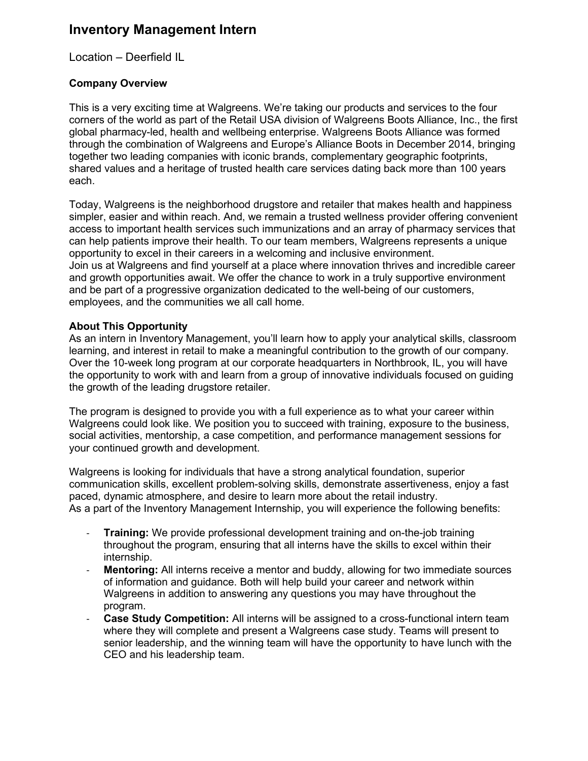# Inventory Management Intern

Location – Deerfield IL

**Company Overview**

This is a very exciting time at Walgreens. We're taking our products and services to the four corners of the world as part of the Retail USA division of Walgreens Boots Alliance, Inc., the first global pharmacy-led, health and wellbeing enterprise. Walgreens Boots Alliance was formed through the combination of Walgreens and Europe's Alliance Boots in December 2014, bringing together two leading companies with iconic brands, complementary geographic footprints, shared values and a heritage of trusted health care services dating back more than 100 years each.

Today, Walgreens is the neighborhood drugstore and retailer that makes health and happiness simpler, easier and within reach. And, we remain a trusted wellness provider offering convenient access to important health services such immunizations and an array of pharmacy services that can help patients improve their health. To our team members, Walgreens represents a unique opportunity to excel in their careers in a welcoming and inclusive environment.
Join us at Walgreens and find yourself at a place where innovation thrives and incredible career and growth opportunities await. We offer the chance to work in a truly supportive environment and be part of a progressive organization dedicated to the well-being of our customers, employees, and the communities we all call home.

**About This Opportunity**
As an intern in Inventory Management, you'll learn how to apply your analytical skills, classroom learning, and interest in retail to make a meaningful contribution to the growth of our company. Over the 10-week long program at our corporate headquarters in Northbrook, IL, you will have the opportunity to work with and learn from a group of innovative individuals focused on guiding the growth of the leading drugstore retailer.

The program is designed to provide you with a full experience as to what your career within Walgreens could look like. We position you to succeed with training, exposure to the business, social activities, mentorship, a case competition, and performance management sessions for your continued growth and development.

Walgreens is looking for individuals that have a strong analytical foundation, superior communication skills, excellent problem-solving skills, demonstrate assertiveness, enjoy a fast paced, dynamic atmosphere, and desire to learn more about the retail industry.
As a part of the Inventory Management Internship, you will experience the following benefits:

- **Training:** We provide professional development training and on-the-job training throughout the program, ensuring that all interns have the skills to excel within their internship.
- **Mentoring:** All interns receive a mentor and buddy, allowing for two immediate sources of information and guidance. Both will help build your career and network within Walgreens in addition to answering any questions you may have throughout the program.
- **Case Study Competition:** All interns will be assigned to a cross-functional intern team where they will complete and present a Walgreens case study. Teams will present to senior leadership, and the winning team will have the opportunity to have lunch with the CEO and his leadership team.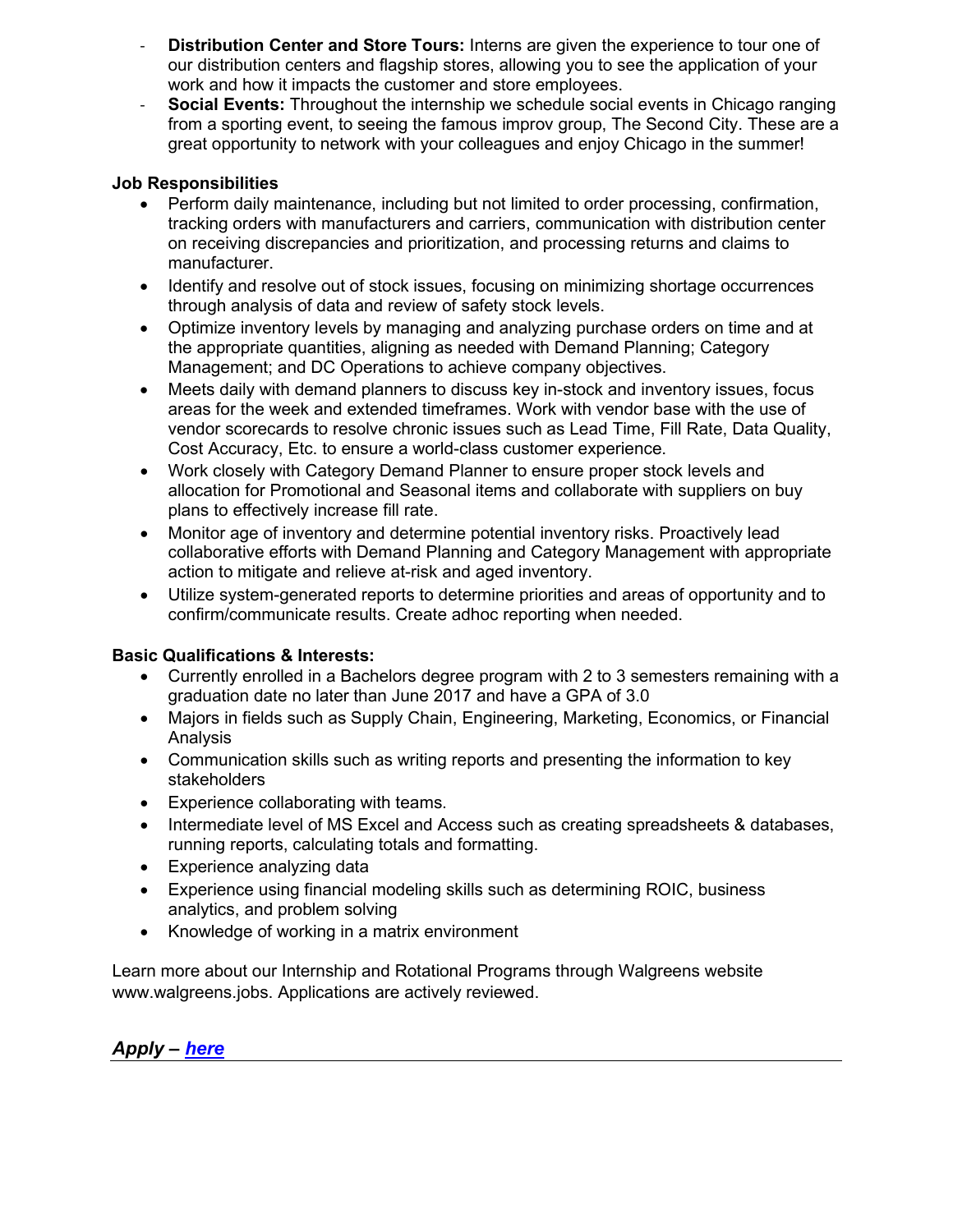- **Distribution Center and Store Tours:** Interns are given the experience to tour one of our distribution centers and flagship stores, allowing you to see the application of your work and how it impacts the customer and store employees.
- **Social Events:** Throughout the internship we schedule social events in Chicago ranging from a sporting event, to seeing the famous improv group, The Second City. These are a great opportunity to network with your colleagues and enjoy Chicago in the summer!

**Job Responsibilities**

- Perform daily maintenance, including but not limited to order processing, confirmation, tracking orders with manufacturers and carriers, communication with distribution center on receiving discrepancies and prioritization, and processing returns and claims to manufacturer.
- Identify and resolve out of stock issues, focusing on minimizing shortage occurrences through analysis of data and review of safety stock levels.
- Optimize inventory levels by managing and analyzing purchase orders on time and at the appropriate quantities, aligning as needed with Demand Planning; Category Management; and DC Operations to achieve company objectives.
- Meets daily with demand planners to discuss key in-stock and inventory issues, focus areas for the week and extended timeframes. Work with vendor base with the use of vendor scorecards to resolve chronic issues such as Lead Time, Fill Rate, Data Quality, Cost Accuracy, Etc. to ensure a world-class customer experience.
- Work closely with Category Demand Planner to ensure proper stock levels and allocation for Promotional and Seasonal items and collaborate with suppliers on buy plans to effectively increase fill rate.
- Monitor age of inventory and determine potential inventory risks. Proactively lead collaborative efforts with Demand Planning and Category Management with appropriate action to mitigate and relieve at-risk and aged inventory.
- Utilize system-generated reports to determine priorities and areas of opportunity and to confirm/communicate results. Create adhoc reporting when needed.

**Basic Qualifications & Interests:**

- Currently enrolled in a Bachelors degree program with 2 to 3 semesters remaining with a graduation date no later than June 2017 and have a GPA of 3.0
- Majors in fields such as Supply Chain, Engineering, Marketing, Economics, or Financial Analysis
- Communication skills such as writing reports and presenting the information to key stakeholders
- Experience collaborating with teams.
- Intermediate level of MS Excel and Access such as creating spreadsheets & databases, running reports, calculating totals and formatting.
- Experience analyzing data
- Experience using financial modeling skills such as determining ROIC, business analytics, and problem solving
- Knowledge of working in a matrix environment

Learn more about our Internship and Rotational Programs through Walgreens website www.walgreens.jobs. Applications are actively reviewed.

***Apply – here***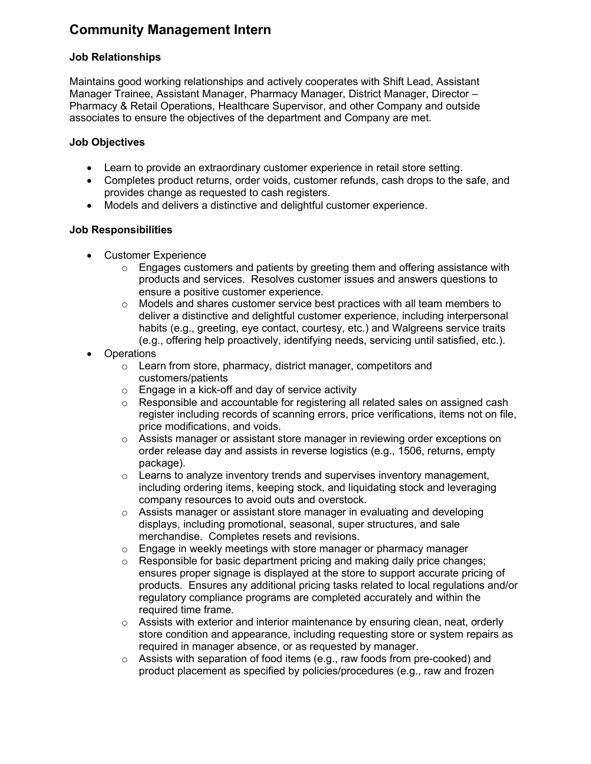# Community Management Intern

### Job Relationships

Maintains good working relationships and actively cooperates with Shift Lead, Assistant Manager Trainee, Assistant Manager, Pharmacy Manager, District Manager, Director – Pharmacy & Retail Operations, Healthcare Supervisor, and other Company and outside associates to ensure the objectives of the department and Company are met.

### Job Objectives

- Learn to provide an extraordinary customer experience in retail store setting.
- Completes product returns, order voids, customer refunds, cash drops to the safe, and provides change as requested to cash registers.
- Models and delivers a distinctive and delightful customer experience.

### Job Responsibilities

- Customer Experience
  - Engages customers and patients by greeting them and offering assistance with products and services. Resolves customer issues and answers questions to ensure a positive customer experience.
  - Models and shares customer service best practices with all team members to deliver a distinctive and delightful customer experience, including interpersonal habits (e.g., greeting, eye contact, courtesy, etc.) and Walgreens service traits (e.g., offering help proactively, identifying needs, servicing until satisfied, etc.).
- Operations
  - Learn from store, pharmacy, district manager, competitors and customers/patients
  - Engage in a kick-off and day of service activity
  - Responsible and accountable for registering all related sales on assigned cash register including records of scanning errors, price verifications, items not on file, price modifications, and voids.
  - Assists manager or assistant store manager in reviewing order exceptions on order release day and assists in reverse logistics (e.g., 1506, returns, empty package).
  - Learns to analyze inventory trends and supervises inventory management, including ordering items, keeping stock, and liquidating stock and leveraging company resources to avoid outs and overstock.
  - Assists manager or assistant store manager in evaluating and developing displays, including promotional, seasonal, super structures, and sale merchandise. Completes resets and revisions.
  - Engage in weekly meetings with store manager or pharmacy manager
  - Responsible for basic department pricing and making daily price changes; ensures proper signage is displayed at the store to support accurate pricing of products. Ensures any additional pricing tasks related to local regulations and/or regulatory compliance programs are completed accurately and within the required time frame.
  - Assists with exterior and interior maintenance by ensuring clean, neat, orderly store condition and appearance, including requesting store or system repairs as required in manager absence, or as requested by manager.
  - Assists with separation of food items (e.g., raw foods from pre-cooked) and product placement as specified by policies/procedures (e.g., raw and frozen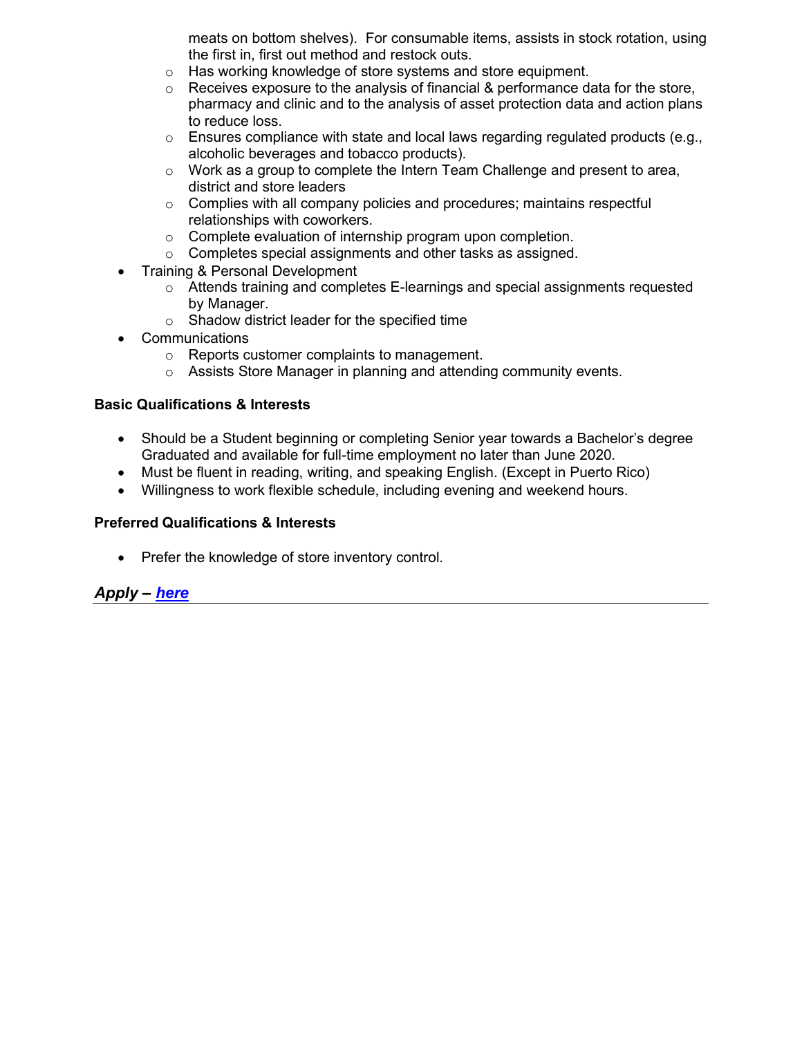meats on bottom shelves). For consumable items, assists in stock rotation, using the first in, first out method and restock outs.
    - Has working knowledge of store systems and store equipment.
    - Receives exposure to the analysis of financial & performance data for the store, pharmacy and clinic and to the analysis of asset protection data and action plans to reduce loss.
    - Ensures compliance with state and local laws regarding regulated products (e.g., alcoholic beverages and tobacco products).
    - Work as a group to complete the Intern Team Challenge and present to area, district and store leaders
    - Complies with all company policies and procedures; maintains respectful relationships with coworkers.
    - Complete evaluation of internship program upon completion.
    - Completes special assignments and other tasks as assigned.
- Training & Personal Development
    - Attends training and completes E-learnings and special assignments requested by Manager.
    - Shadow district leader for the specified time
- Communications
    - Reports customer complaints to management.
    - Assists Store Manager in planning and attending community events.

**Basic Qualifications & Interests**

- Should be a Student beginning or completing Senior year towards a Bachelor's degree Graduated and available for full-time employment no later than June 2020.
- Must be fluent in reading, writing, and speaking English. (Except in Puerto Rico)
- Willingness to work flexible schedule, including evening and weekend hours.

**Preferred Qualifications & Interests**

- Prefer the knowledge of store inventory control.

***Apply – here***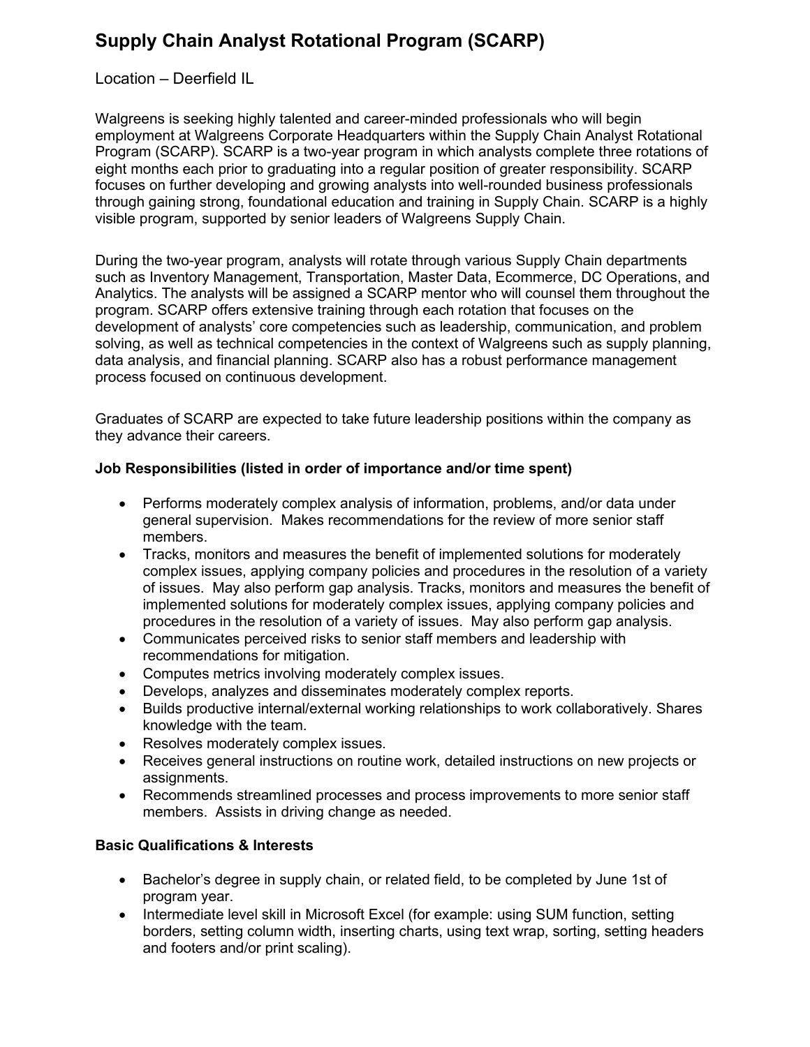# Supply Chain Analyst Rotational Program (SCARP)

Location – Deerfield IL

Walgreens is seeking highly talented and career-minded professionals who will begin employment at Walgreens Corporate Headquarters within the Supply Chain Analyst Rotational Program (SCARP). SCARP is a two-year program in which analysts complete three rotations of eight months each prior to graduating into a regular position of greater responsibility. SCARP focuses on further developing and growing analysts into well-rounded business professionals through gaining strong, foundational education and training in Supply Chain. SCARP is a highly visible program, supported by senior leaders of Walgreens Supply Chain.

During the two-year program, analysts will rotate through various Supply Chain departments such as Inventory Management, Transportation, Master Data, Ecommerce, DC Operations, and Analytics. The analysts will be assigned a SCARP mentor who will counsel them throughout the program. SCARP offers extensive training through each rotation that focuses on the development of analysts' core competencies such as leadership, communication, and problem solving, as well as technical competencies in the context of Walgreens such as supply planning, data analysis, and financial planning. SCARP also has a robust performance management process focused on continuous development.

Graduates of SCARP are expected to take future leadership positions within the company as they advance their careers.

**Job Responsibilities (listed in order of importance and/or time spent)**

- Performs moderately complex analysis of information, problems, and/or data under general supervision. Makes recommendations for the review of more senior staff members.
- Tracks, monitors and measures the benefit of implemented solutions for moderately complex issues, applying company policies and procedures in the resolution of a variety of issues. May also perform gap analysis. Tracks, monitors and measures the benefit of implemented solutions for moderately complex issues, applying company policies and procedures in the resolution of a variety of issues. May also perform gap analysis.
- Communicates perceived risks to senior staff members and leadership with recommendations for mitigation.
- Computes metrics involving moderately complex issues.
- Develops, analyzes and disseminates moderately complex reports.
- Builds productive internal/external working relationships to work collaboratively. Shares knowledge with the team.
- Resolves moderately complex issues.
- Receives general instructions on routine work, detailed instructions on new projects or assignments.
- Recommends streamlined processes and process improvements to more senior staff members. Assists in driving change as needed.

**Basic Qualifications & Interests**

- Bachelor's degree in supply chain, or related field, to be completed by June 1st of program year.
- Intermediate level skill in Microsoft Excel (for example: using SUM function, setting borders, setting column width, inserting charts, using text wrap, sorting, setting headers and footers and/or print scaling).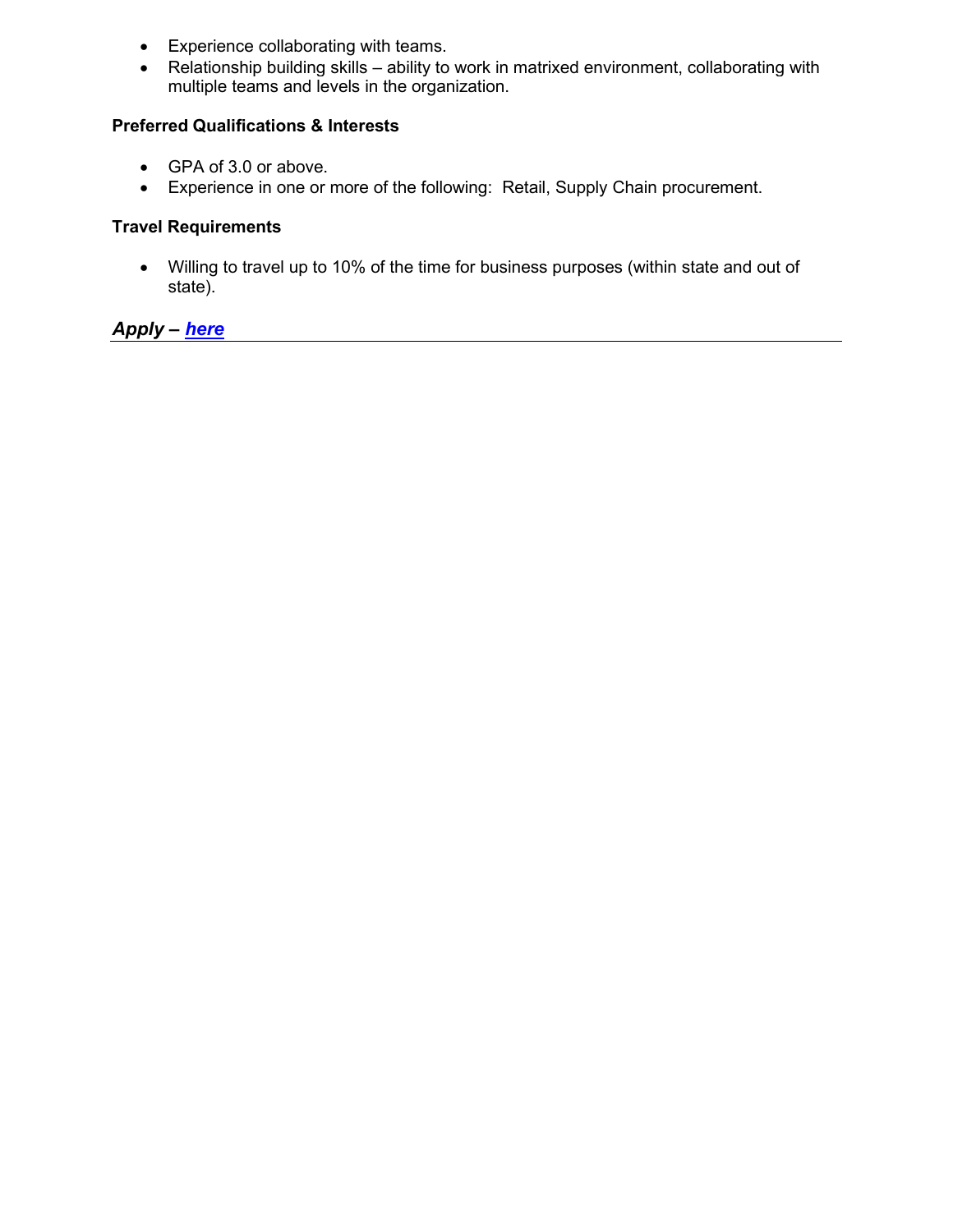- Experience collaborating with teams.
- Relationship building skills – ability to work in matrixed environment, collaborating with multiple teams and levels in the organization.

**Preferred Qualifications & Interests**

- GPA of 3.0 or above.
- Experience in one or more of the following: Retail, Supply Chain procurement.

**Travel Requirements**

- Willing to travel up to 10% of the time for business purposes (within state and out of state).

***Apply – here***

---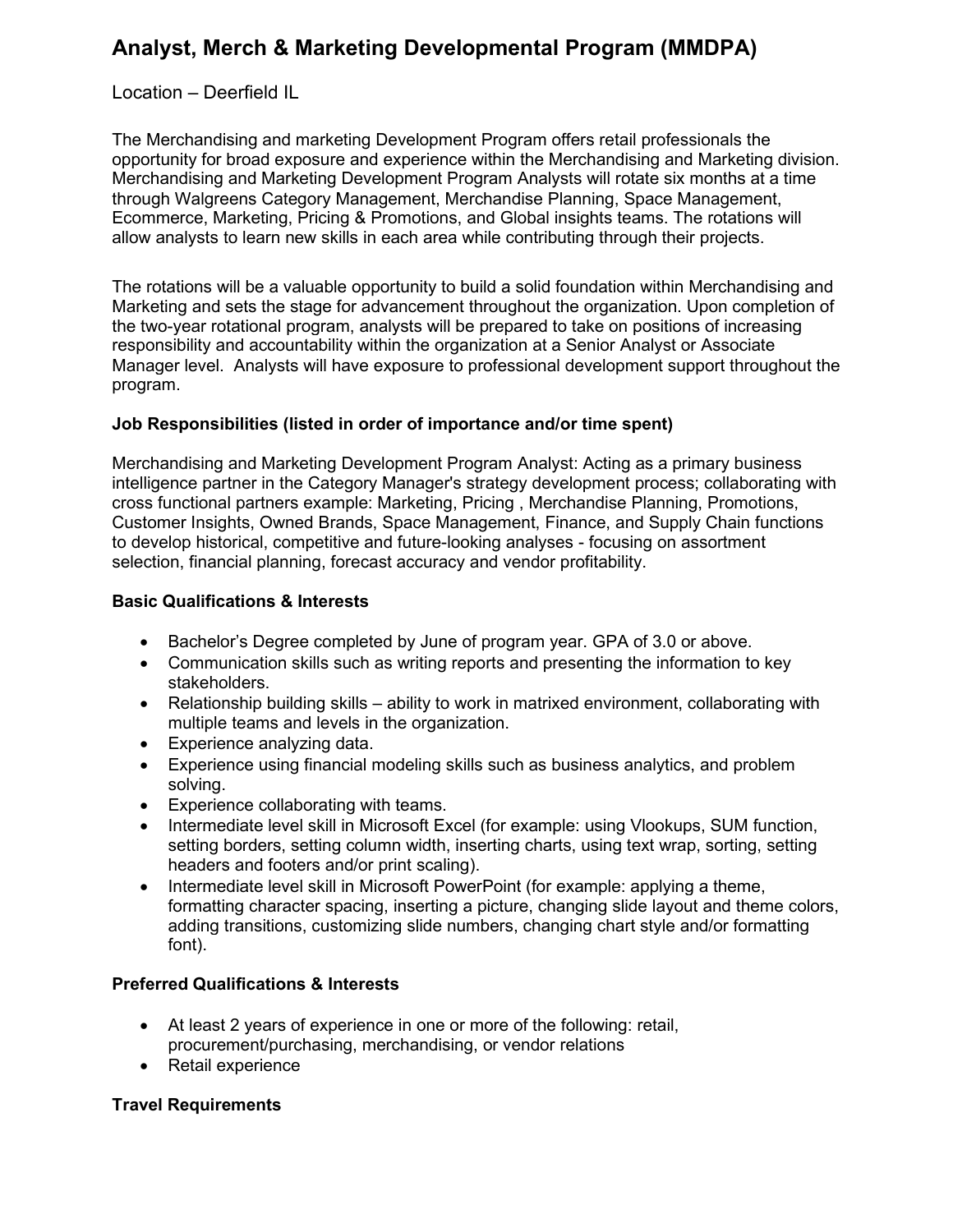# Analyst, Merch & Marketing Developmental Program (MMDPA)

Location – Deerfield IL

The Merchandising and marketing Development Program offers retail professionals the opportunity for broad exposure and experience within the Merchandising and Marketing division. Merchandising and Marketing Development Program Analysts will rotate six months at a time through Walgreens Category Management, Merchandise Planning, Space Management, Ecommerce, Marketing, Pricing & Promotions, and Global insights teams. The rotations will allow analysts to learn new skills in each area while contributing through their projects.

The rotations will be a valuable opportunity to build a solid foundation within Merchandising and Marketing and sets the stage for advancement throughout the organization. Upon completion of the two-year rotational program, analysts will be prepared to take on positions of increasing responsibility and accountability within the organization at a Senior Analyst or Associate Manager level. Analysts will have exposure to professional development support throughout the program.

**Job Responsibilities (listed in order of importance and/or time spent)**

Merchandising and Marketing Development Program Analyst: Acting as a primary business intelligence partner in the Category Manager's strategy development process; collaborating with cross functional partners example: Marketing, Pricing , Merchandise Planning, Promotions, Customer Insights, Owned Brands, Space Management, Finance, and Supply Chain functions to develop historical, competitive and future-looking analyses - focusing on assortment selection, financial planning, forecast accuracy and vendor profitability.

**Basic Qualifications & Interests**

- Bachelor's Degree completed by June of program year. GPA of 3.0 or above.
- Communication skills such as writing reports and presenting the information to key stakeholders.
- Relationship building skills – ability to work in matrixed environment, collaborating with multiple teams and levels in the organization.
- Experience analyzing data.
- Experience using financial modeling skills such as business analytics, and problem solving.
- Experience collaborating with teams.
- Intermediate level skill in Microsoft Excel (for example: using Vlookups, SUM function, setting borders, setting column width, inserting charts, using text wrap, sorting, setting headers and footers and/or print scaling).
- Intermediate level skill in Microsoft PowerPoint (for example: applying a theme, formatting character spacing, inserting a picture, changing slide layout and theme colors, adding transitions, customizing slide numbers, changing chart style and/or formatting font).

**Preferred Qualifications & Interests**

- At least 2 years of experience in one or more of the following: retail, procurement/purchasing, merchandising, or vendor relations
- Retail experience

**Travel Requirements**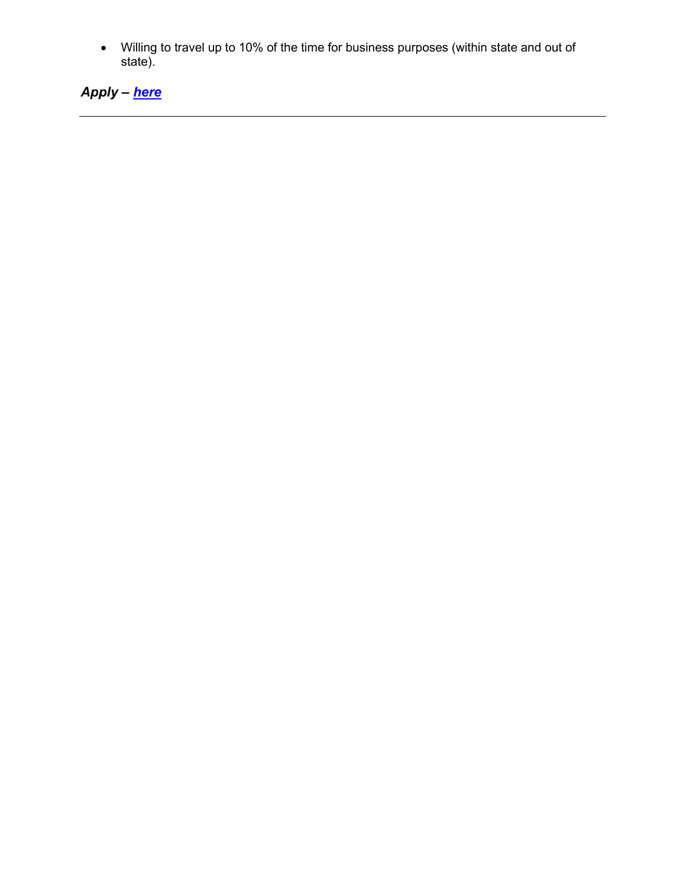- Willing to travel up to 10% of the time for business purposes (within state and out of state).

***Apply – [here]()***

---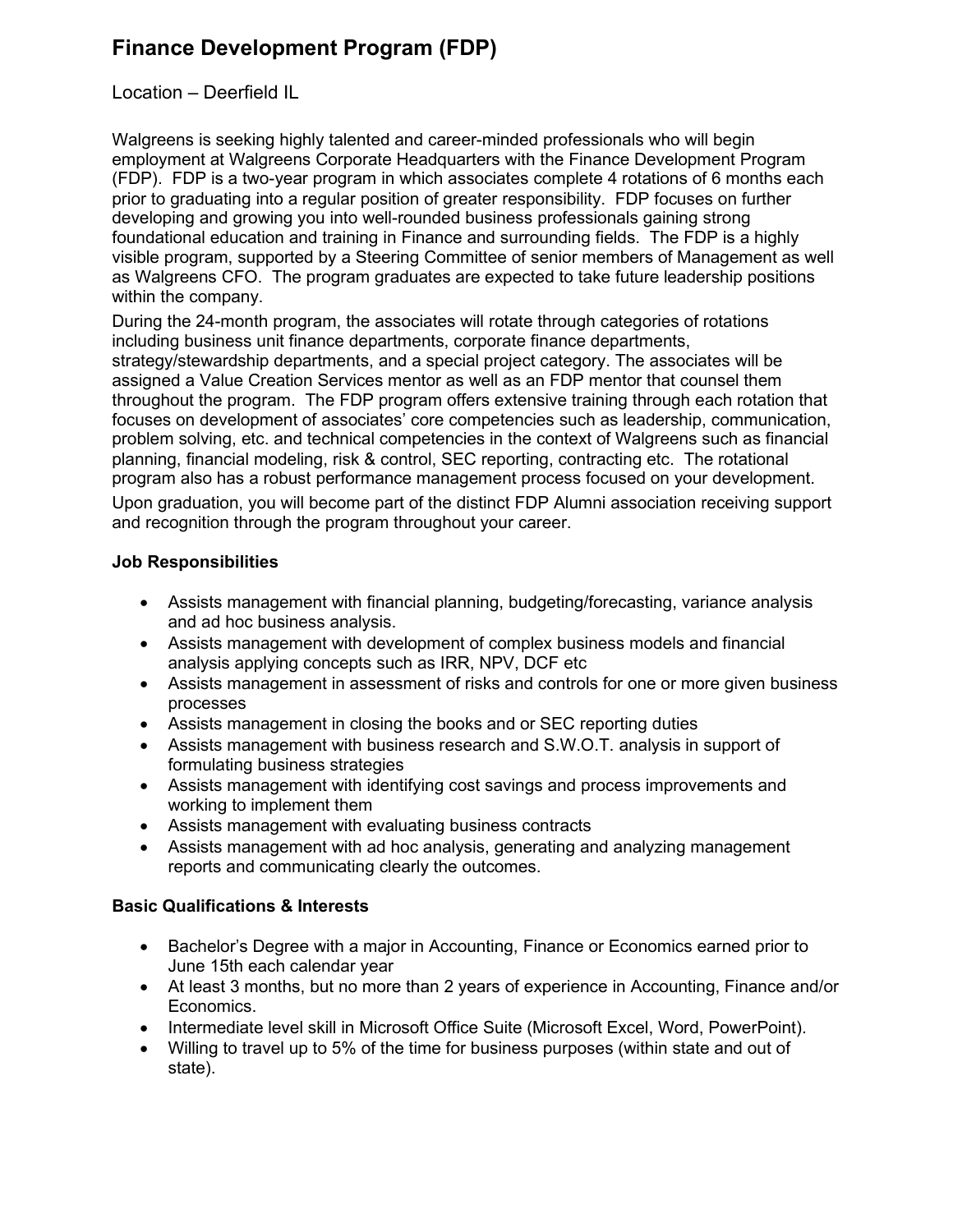# Finance Development Program (FDP)

Location – Deerfield IL

Walgreens is seeking highly talented and career-minded professionals who will begin employment at Walgreens Corporate Headquarters with the Finance Development Program (FDP). FDP is a two-year program in which associates complete 4 rotations of 6 months each prior to graduating into a regular position of greater responsibility. FDP focuses on further developing and growing you into well-rounded business professionals gaining strong foundational education and training in Finance and surrounding fields. The FDP is a highly visible program, supported by a Steering Committee of senior members of Management as well as Walgreens CFO. The program graduates are expected to take future leadership positions within the company.

During the 24-month program, the associates will rotate through categories of rotations including business unit finance departments, corporate finance departments, strategy/stewardship departments, and a special project category. The associates will be assigned a Value Creation Services mentor as well as an FDP mentor that counsel them throughout the program. The FDP program offers extensive training through each rotation that focuses on development of associates' core competencies such as leadership, communication, problem solving, etc. and technical competencies in the context of Walgreens such as financial planning, financial modeling, risk & control, SEC reporting, contracting etc. The rotational program also has a robust performance management process focused on your development.

Upon graduation, you will become part of the distinct FDP Alumni association receiving support and recognition through the program throughout your career.

**Job Responsibilities**

- Assists management with financial planning, budgeting/forecasting, variance analysis and ad hoc business analysis.
- Assists management with development of complex business models and financial analysis applying concepts such as IRR, NPV, DCF etc
- Assists management in assessment of risks and controls for one or more given business processes
- Assists management in closing the books and or SEC reporting duties
- Assists management with business research and S.W.O.T. analysis in support of formulating business strategies
- Assists management with identifying cost savings and process improvements and working to implement them
- Assists management with evaluating business contracts
- Assists management with ad hoc analysis, generating and analyzing management reports and communicating clearly the outcomes.

**Basic Qualifications & Interests**

- Bachelor's Degree with a major in Accounting, Finance or Economics earned prior to June 15th each calendar year
- At least 3 months, but no more than 2 years of experience in Accounting, Finance and/or Economics.
- Intermediate level skill in Microsoft Office Suite (Microsoft Excel, Word, PowerPoint).
- Willing to travel up to 5% of the time for business purposes (within state and out of state).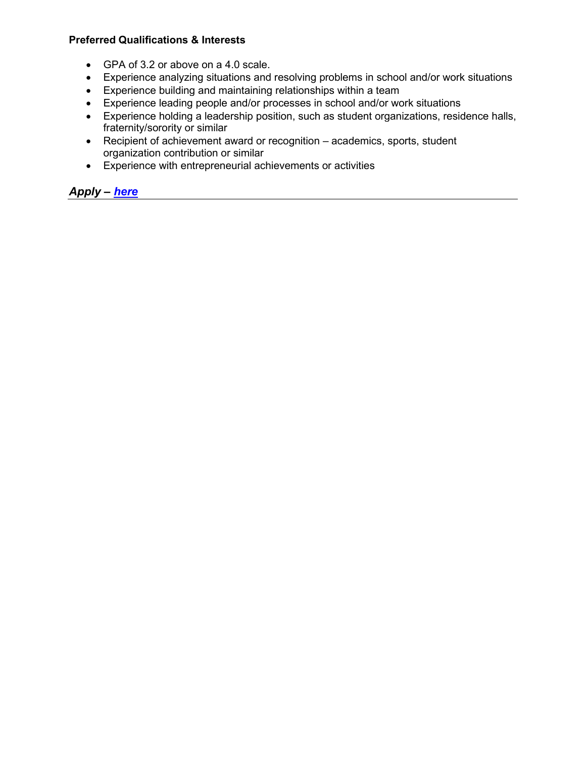**Preferred Qualifications & Interests**

- GPA of 3.2 or above on a 4.0 scale.
- Experience analyzing situations and resolving problems in school and/or work situations
- Experience building and maintaining relationships within a team
- Experience leading people and/or processes in school and/or work situations
- Experience holding a leadership position, such as student organizations, residence halls, fraternity/sorority or similar
- Recipient of achievement award or recognition – academics, sports, student organization contribution or similar
- Experience with entrepreneurial achievements or activities

***Apply – here***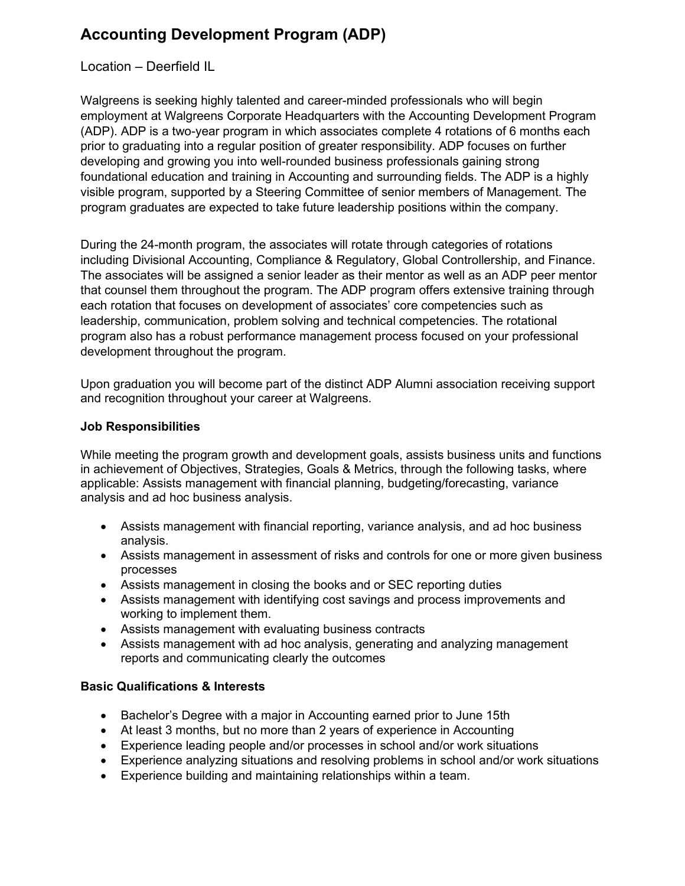# Accounting Development Program (ADP)

Location – Deerfield IL

Walgreens is seeking highly talented and career-minded professionals who will begin employment at Walgreens Corporate Headquarters with the Accounting Development Program (ADP). ADP is a two-year program in which associates complete 4 rotations of 6 months each prior to graduating into a regular position of greater responsibility. ADP focuses on further developing and growing you into well-rounded business professionals gaining strong foundational education and training in Accounting and surrounding fields. The ADP is a highly visible program, supported by a Steering Committee of senior members of Management. The program graduates are expected to take future leadership positions within the company.

During the 24-month program, the associates will rotate through categories of rotations including Divisional Accounting, Compliance & Regulatory, Global Controllership, and Finance. The associates will be assigned a senior leader as their mentor as well as an ADP peer mentor that counsel them throughout the program. The ADP program offers extensive training through each rotation that focuses on development of associates' core competencies such as leadership, communication, problem solving and technical competencies. The rotational program also has a robust performance management process focused on your professional development throughout the program.

Upon graduation you will become part of the distinct ADP Alumni association receiving support and recognition throughout your career at Walgreens.

**Job Responsibilities**

While meeting the program growth and development goals, assists business units and functions in achievement of Objectives, Strategies, Goals & Metrics, through the following tasks, where applicable: Assists management with financial planning, budgeting/forecasting, variance analysis and ad hoc business analysis.

- Assists management with financial reporting, variance analysis, and ad hoc business analysis.
- Assists management in assessment of risks and controls for one or more given business processes
- Assists management in closing the books and or SEC reporting duties
- Assists management with identifying cost savings and process improvements and working to implement them.
- Assists management with evaluating business contracts
- Assists management with ad hoc analysis, generating and analyzing management reports and communicating clearly the outcomes

**Basic Qualifications & Interests**

- Bachelor's Degree with a major in Accounting earned prior to June 15th
- At least 3 months, but no more than 2 years of experience in Accounting
- Experience leading people and/or processes in school and/or work situations
- Experience analyzing situations and resolving problems in school and/or work situations
- Experience building and maintaining relationships within a team.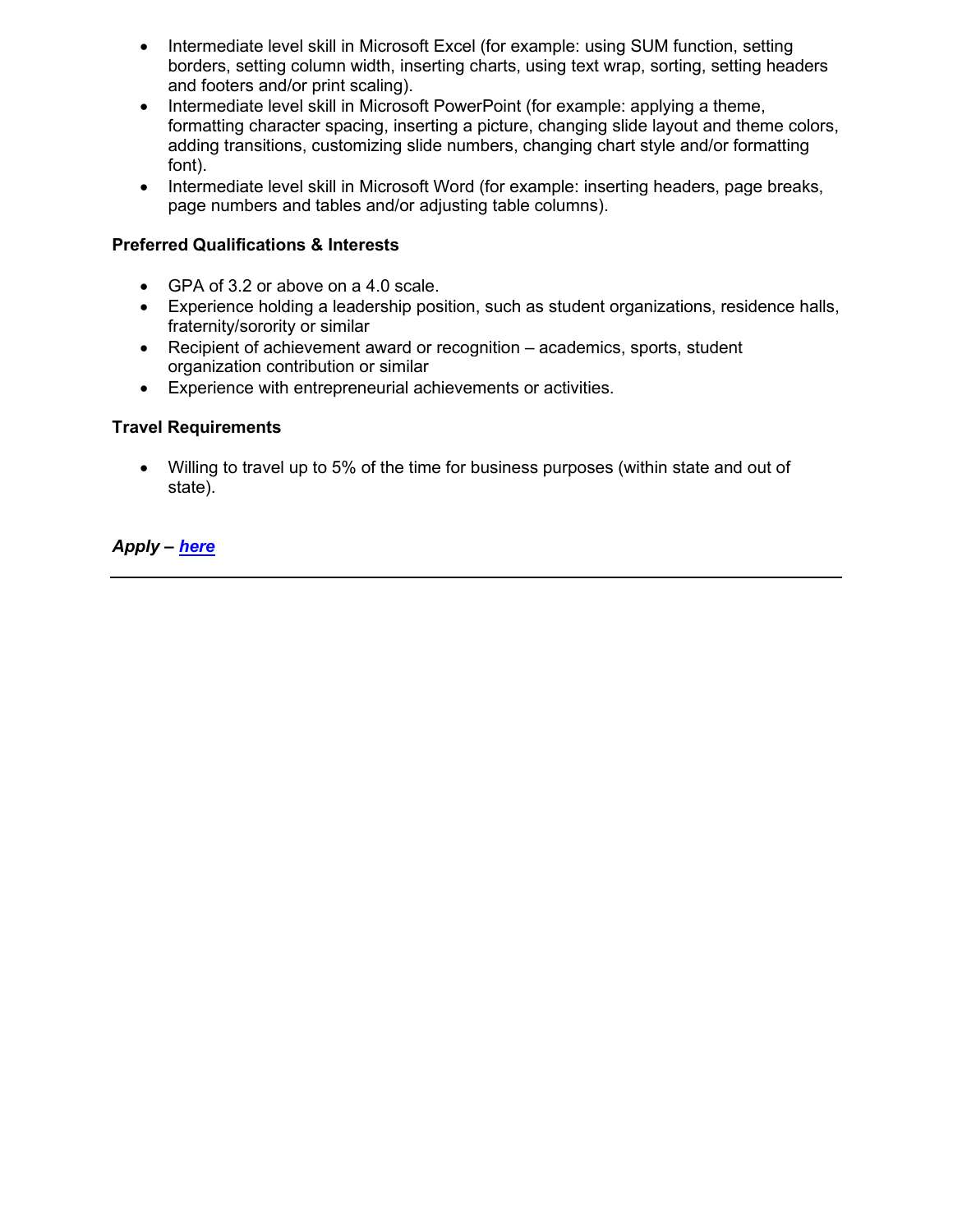- Intermediate level skill in Microsoft Excel (for example: using SUM function, setting borders, setting column width, inserting charts, using text wrap, sorting, setting headers and footers and/or print scaling).
- Intermediate level skill in Microsoft PowerPoint (for example: applying a theme, formatting character spacing, inserting a picture, changing slide layout and theme colors, adding transitions, customizing slide numbers, changing chart style and/or formatting font).
- Intermediate level skill in Microsoft Word (for example: inserting headers, page breaks, page numbers and tables and/or adjusting table columns).

**Preferred Qualifications & Interests**

- GPA of 3.2 or above on a 4.0 scale.
- Experience holding a leadership position, such as student organizations, residence halls, fraternity/sorority or similar
- Recipient of achievement award or recognition – academics, sports, student organization contribution or similar
- Experience with entrepreneurial achievements or activities.

**Travel Requirements**

- Willing to travel up to 5% of the time for business purposes (within state and out of state).

***Apply – here***

---